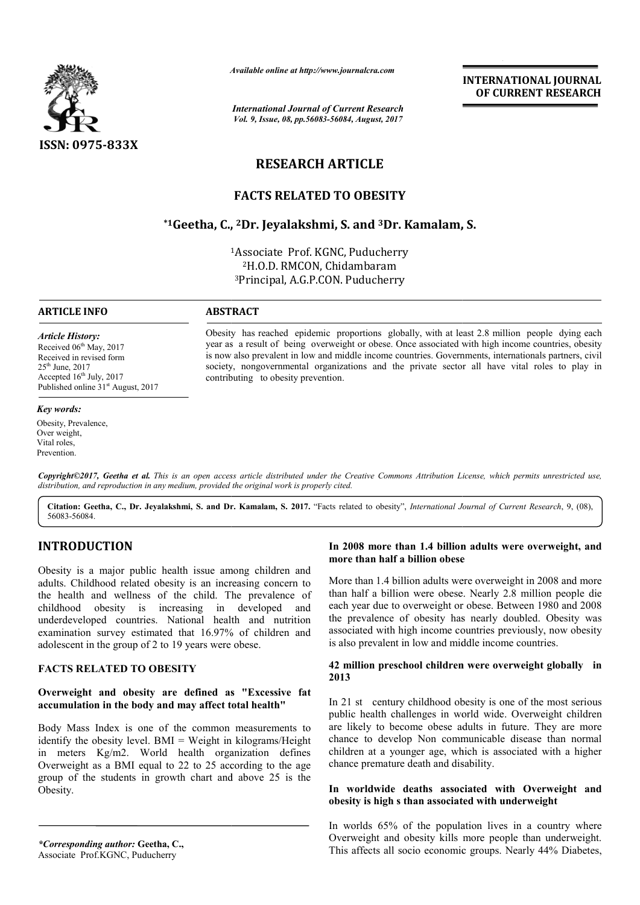# RESEARCH ARTICLE

## FACTS RELATED TO OBESITY

**[*1]Geetha, C., [2]Dr. Jeyalakshmi, S. and [3]Dr. Kamalam, S.**

[1]Associate Prof. KGNC, Puducherry
[2]H.O.D. RMCON, Chidambaram
[3]Principal, A.G.P.CON. Puducherry

### ARTICLE INFO

*Article History:*
Received 06[th] May, 2017
Received in revised form
25[th] June, 2017
Accepted 16[th] July, 2017
Published online 31[st] August, 2017

*Key words:*
Obesity, Prevalence,
Over weight,
Vital roles,
Prevention.

### ABSTRACT

Obesity has reached epidemic proportions globally, with at least 2.8 million people dying each year as a result of being overweight or obese. Once associated with high income countries, obesity is now also prevalent in low and middle income countries. Governments, internationals partners, civil society, nongovernmental organizations and the private sector all have vital roles to play in contributing to obesity prevention.

*Copyright©2017, Geetha et al. This is an open access article distributed under the Creative Commons Attribution License, which permits unrestricted use, distribution, and reproduction in any medium, provided the original work is properly cited.*

**Citation: Geetha, C., Dr. Jeyalakshmi, S. and Dr. Kamalam, S. 2017.** "Facts related to obesity", *International Journal of Current Research*, 9, (08), 56083-56084.

## INTRODUCTION

Obesity is a major public health issue among children and adults. Childhood related obesity is an increasing concern to the health and wellness of the child. The prevalence of childhood obesity is increasing in developed and underdeveloped countries. National health and nutrition examination survey estimated that 16.97% of children and adolescent in the group of 2 to 19 years were obese.

## FACTS RELATED TO OBESITY

### Overweight and obesity are defined as "Excessive fat accumulation in the body and may affect total health"

Body Mass Index is one of the common measurements to identify the obesity level. BMI = Weight in kilograms/Height in meters Kg/m2. World health organization defines Overweight as a BMI equal to 22 to 25 according to the age group of the students in growth chart and above 25 is the Obesity.

### In 2008 more than 1.4 billion adults were overweight, and more than half a billion obese

More than 1.4 billion adults were overweight in 2008 and more than half a billion were obese. Nearly 2.8 million people die each year due to overweight or obese. Between 1980 and 2008 the prevalence of obesity has nearly doubled. Obesity was associated with high income countries previously, now obesity is also prevalent in low and middle income countries.

### 42 million preschool children were overweight globally in 2013

In 21 st century childhood obesity is one of the most serious public health challenges in world wide. Overweight children are likely to become obese adults in future. They are more chance to develop Non communicable disease than normal children at a younger age, which is associated with a higher chance premature death and disability.

### In worldwide deaths associated with Overweight and obesity is high s than associated with underweight

In worlds 65% of the population lives in a country where Overweight and obesity kills more people than underweight. This affects all socio economic groups. Nearly 44% Diabetes,

*\*Corresponding author:* **Geetha, C.,**
Associate Prof.KGNC, Puducherry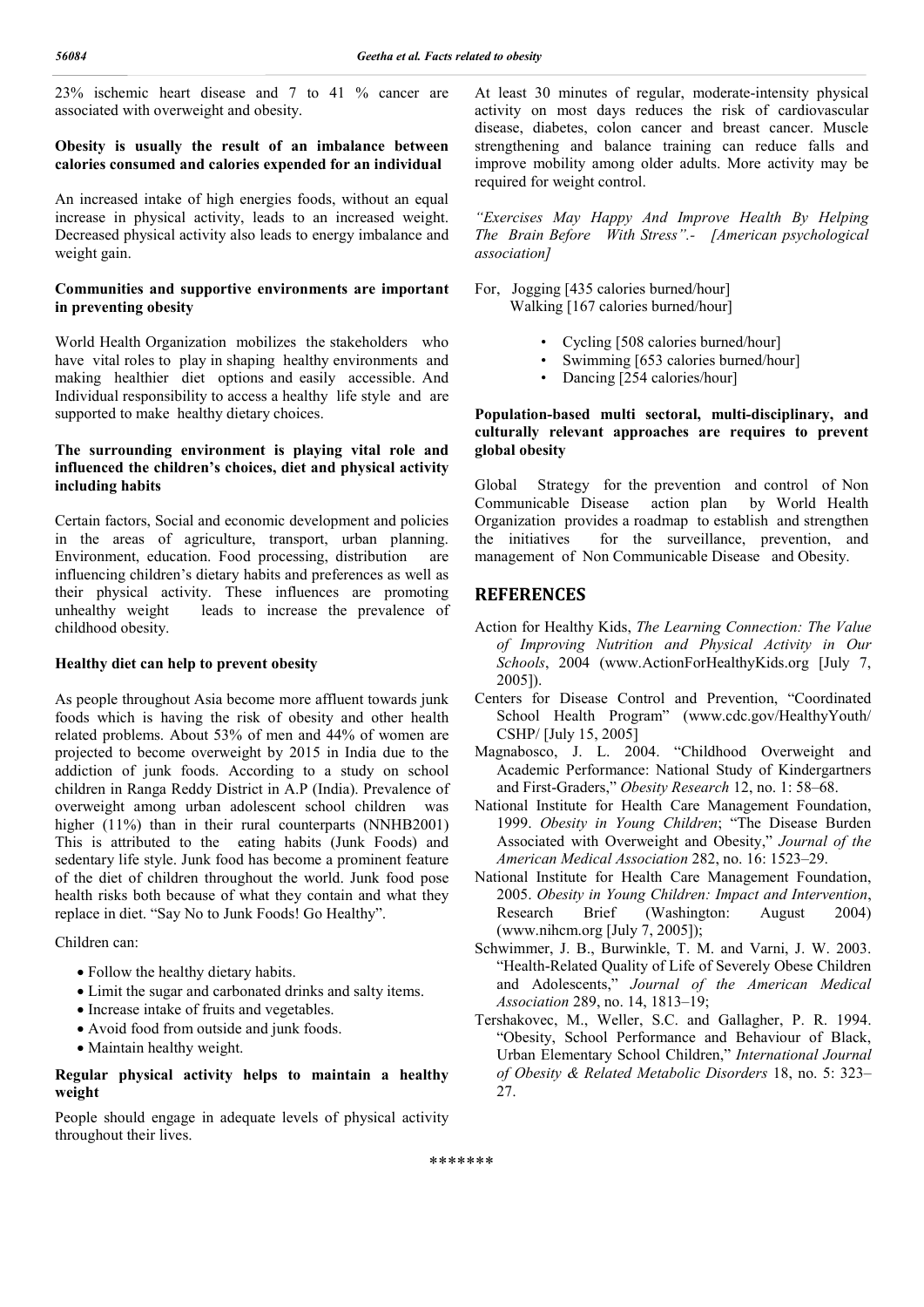23% ischemic heart disease and 7 to 41 % cancer are associated with overweight and obesity.

**Obesity is usually the result of an imbalance between calories consumed and calories expended for an individual**

An increased intake of high energies foods, without an equal increase in physical activity, leads to an increased weight. Decreased physical activity also leads to energy imbalance and weight gain.

**Communities and supportive environments are important in preventing obesity**

World Health Organization mobilizes the stakeholders who have vital roles to play in shaping healthy environments and making healthier diet options and easily accessible. And Individual responsibility to access a healthy life style and are supported to make healthy dietary choices.

**The surrounding environment is playing vital role and influenced the children's choices, diet and physical activity including habits**

Certain factors, Social and economic development and policies in the areas of agriculture, transport, urban planning. Environment, education. Food processing, distribution are influencing children's dietary habits and preferences as well as their physical activity. These influences are promoting unhealthy weight leads to increase the prevalence of childhood obesity.

**Healthy diet can help to prevent obesity**

As people throughout Asia become more affluent towards junk foods which is having the risk of obesity and other health related problems. About 53% of men and 44% of women are projected to become overweight by 2015 in India due to the addiction of junk foods. According to a study on school children in Ranga Reddy District in A.P (India). Prevalence of overweight among urban adolescent school children was higher (11%) than in their rural counterparts (NNHB2001) This is attributed to the eating habits (Junk Foods) and sedentary life style. Junk food has become a prominent feature of the diet of children throughout the world. Junk food pose health risks both because of what they contain and what they replace in diet. "Say No to Junk Foods! Go Healthy".

Children can:

- Follow the healthy dietary habits.
- Limit the sugar and carbonated drinks and salty items.
- Increase intake of fruits and vegetables.
- Avoid food from outside and junk foods.
- Maintain healthy weight.

**Regular physical activity helps to maintain a healthy weight**

People should engage in adequate levels of physical activity throughout their lives.

At least 30 minutes of regular, moderate-intensity physical activity on most days reduces the risk of cardiovascular disease, diabetes, colon cancer and breast cancer. Muscle strengthening and balance training can reduce falls and improve mobility among older adults. More activity may be required for weight control.

*"Exercises May Happy And Improve Health By Helping The Brain Before With Stress".- [American psychological association]*

For, Jogging [435 calories burned/hour]
Walking [167 calories burned/hour]

- Cycling [508 calories burned/hour]
- Swimming [653 calories burned/hour]
- Dancing [254 calories/hour]

**Population-based multi sectoral, multi-disciplinary, and culturally relevant approaches are requires to prevent global obesity**

Global Strategy for the prevention and control of Non Communicable Disease action plan by World Health Organization provides a roadmap to establish and strengthen the initiatives for the surveillance, prevention, and management of Non Communicable Disease and Obesity.

## REFERENCES

Action for Healthy Kids, *The Learning Connection: The Value of Improving Nutrition and Physical Activity in Our Schools*, 2004 (www.ActionForHealthyKids.org [July 7, 2005]).

Centers for Disease Control and Prevention, "Coordinated School Health Program" (www.cdc.gov/HealthyYouth/CSHP/ [July 15, 2005]

Magnabosco, J. L. 2004. "Childhood Overweight and Academic Performance: National Study of Kindergartners and First-Graders," *Obesity Research* 12, no. 1: 58–68.

National Institute for Health Care Management Foundation, 1999. *Obesity in Young Children*; "The Disease Burden Associated with Overweight and Obesity," *Journal of the American Medical Association* 282, no. 16: 1523–29.

National Institute for Health Care Management Foundation, 2005. *Obesity in Young Children: Impact and Intervention*, Research Brief (Washington: August 2004) (www.nihcm.org [July 7, 2005]);

Schwimmer, J. B., Burwinkle, T. M. and Varni, J. W. 2003. "Health-Related Quality of Life of Severely Obese Children and Adolescents," *Journal of the American Medical Association* 289, no. 14, 1813–19;

Tershakovec, M., Weller, S.C. and Gallagher, P. R. 1994. "Obesity, School Performance and Behaviour of Black, Urban Elementary School Children," *International Journal of Obesity & Related Metabolic Disorders* 18, no. 5: 323–27.

\*\*\*\*\*\*\*